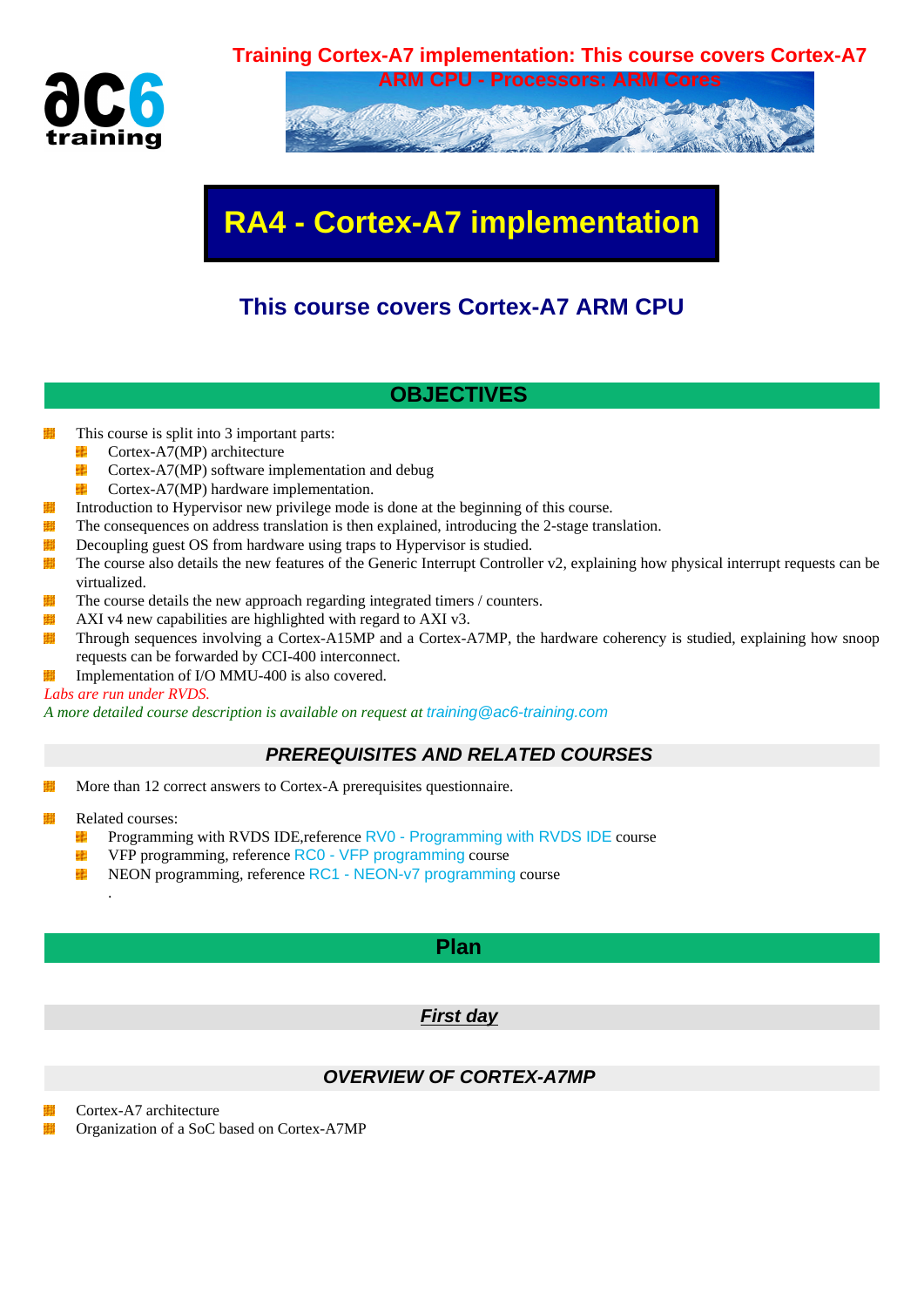Training Cortex-A7 implementation: This course covers Cortex-A7 ARM CPU - Processors: ARM Cores

# RA4 - Cortex-A7 implementation

## This course covers Cortex-A7 ARM CPU

## OBJECTIVES

- This course is split into 3 important parts:
  - Cortex-A7(MP) architecture
  - Cortex-A7(MP) software implementation and debug
  - Cortex-A7(MP) hardware implementation.
- Introduction to Hypervisor new privilege mode is done at the beginning of this course.
- The consequences on address translation is then explained, introducing the 2-stage translation.
- Decoupling guest OS from hardware using traps to Hypervisor is studied.
- The course also details the new features of the Generic Interrupt Controller v2, explaining how physical interrupt requests can be virtualized.
- The course details the new approach regarding integrated timers / counters.
- AXI v4 new capabilities are highlighted with regard to AXI v3.
- Through sequences involving a Cortex-A15MP and a Cortex-A7MP, the hardware coherency is studied, explaining how snoop requests can be forwarded by CCI-400 interconnect.
- Implementation of I/O MMU-400 is also covered.

*Labs are run under RVDS.*

*A more detailed course description is available on request at training@ac6-training.com*

### *PREREQUISITES AND RELATED COURSES*

- More than 12 correct answers to Cortex-A prerequisites questionnaire.

- Related courses:
  - Programming with RVDS IDE,reference RV0 - Programming with RVDS IDE course
  - VFP programming, reference RC0 - VFP programming course
  - NEON programming, reference RC1 - NEON-v7 programming course

.

## Plan

### ***First day***

### *OVERVIEW OF CORTEX-A7MP*

- Cortex-A7 architecture
- Organization of a SoC based on Cortex-A7MP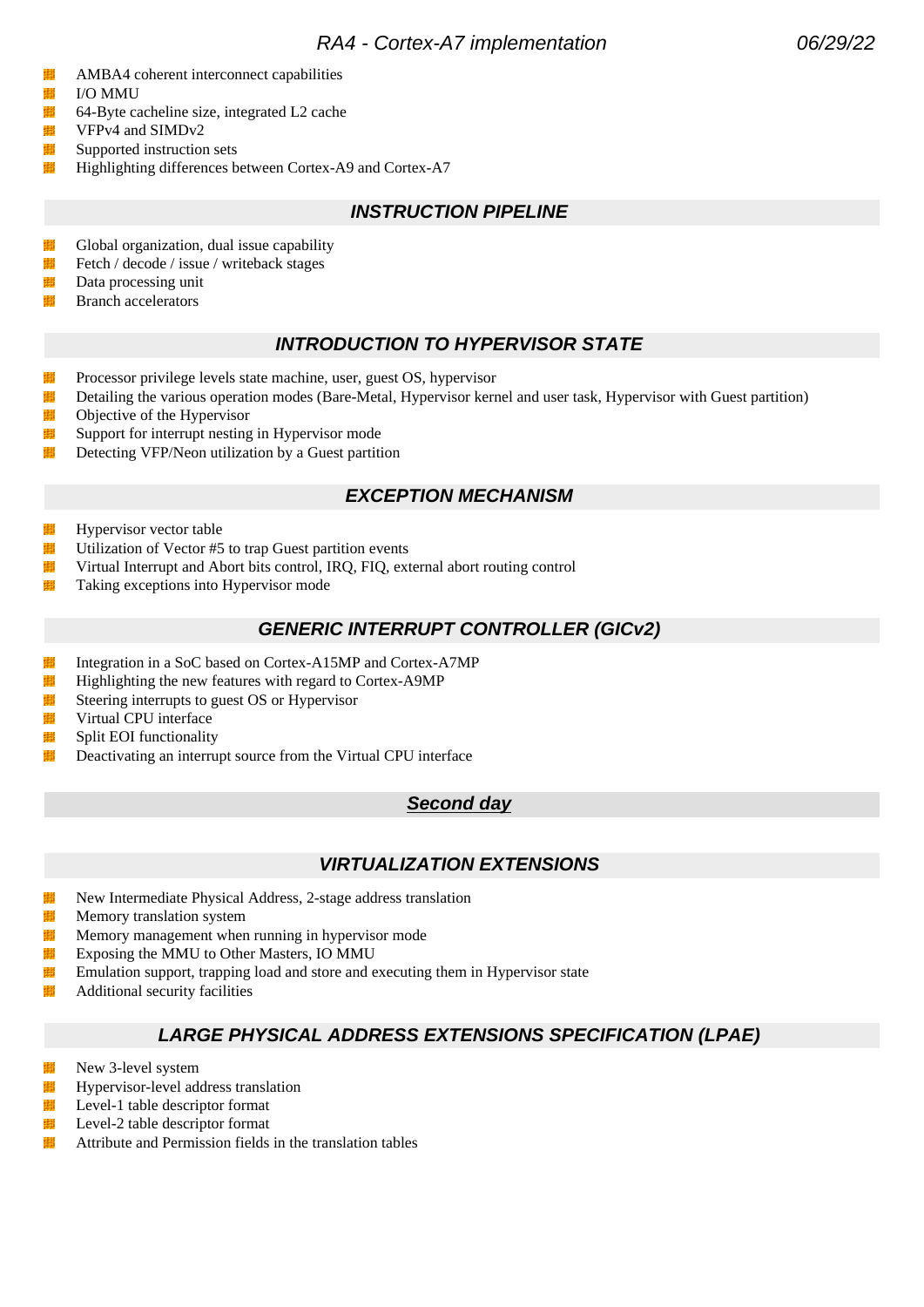- AMBA4 coherent interconnect capabilities
- I/O MMU
- 64-Byte cacheline size, integrated L2 cache
- VFPv4 and SIMDv2
- Supported instruction sets
- Highlighting differences between Cortex-A9 and Cortex-A7

## *INSTRUCTION PIPELINE*

- Global organization, dual issue capability
- Fetch / decode / issue / writeback stages
- Data processing unit
- Branch accelerators

## *INTRODUCTION TO HYPERVISOR STATE*

- Processor privilege levels state machine, user, guest OS, hypervisor
- Detailing the various operation modes (Bare-Metal, Hypervisor kernel and user task, Hypervisor with Guest partition)
- Objective of the Hypervisor
- Support for interrupt nesting in Hypervisor mode
- Detecting VFP/Neon utilization by a Guest partition

## *EXCEPTION MECHANISM*

- Hypervisor vector table
- Utilization of Vector #5 to trap Guest partition events
- Virtual Interrupt and Abort bits control, IRQ, FIQ, external abort routing control
- Taking exceptions into Hypervisor mode

## *GENERIC INTERRUPT CONTROLLER (GICv2)*

- Integration in a SoC based on Cortex-A15MP and Cortex-A7MP
- Highlighting the new features with regard to Cortex-A9MP
- Steering interrupts to guest OS or Hypervisor
- Virtual CPU interface
- Split EOI functionality
- Deactivating an interrupt source from the Virtual CPU interface

# *Second day*

## *VIRTUALIZATION EXTENSIONS*

- New Intermediate Physical Address, 2-stage address translation
- Memory translation system
- Memory management when running in hypervisor mode
- Exposing the MMU to Other Masters, IO MMU
- Emulation support, trapping load and store and executing them in Hypervisor state
- Additional security facilities

## *LARGE PHYSICAL ADDRESS EXTENSIONS SPECIFICATION (LPAE)*

- New 3-level system
- Hypervisor-level address translation
- Level-1 table descriptor format
- Level-2 table descriptor format
- Attribute and Permission fields in the translation tables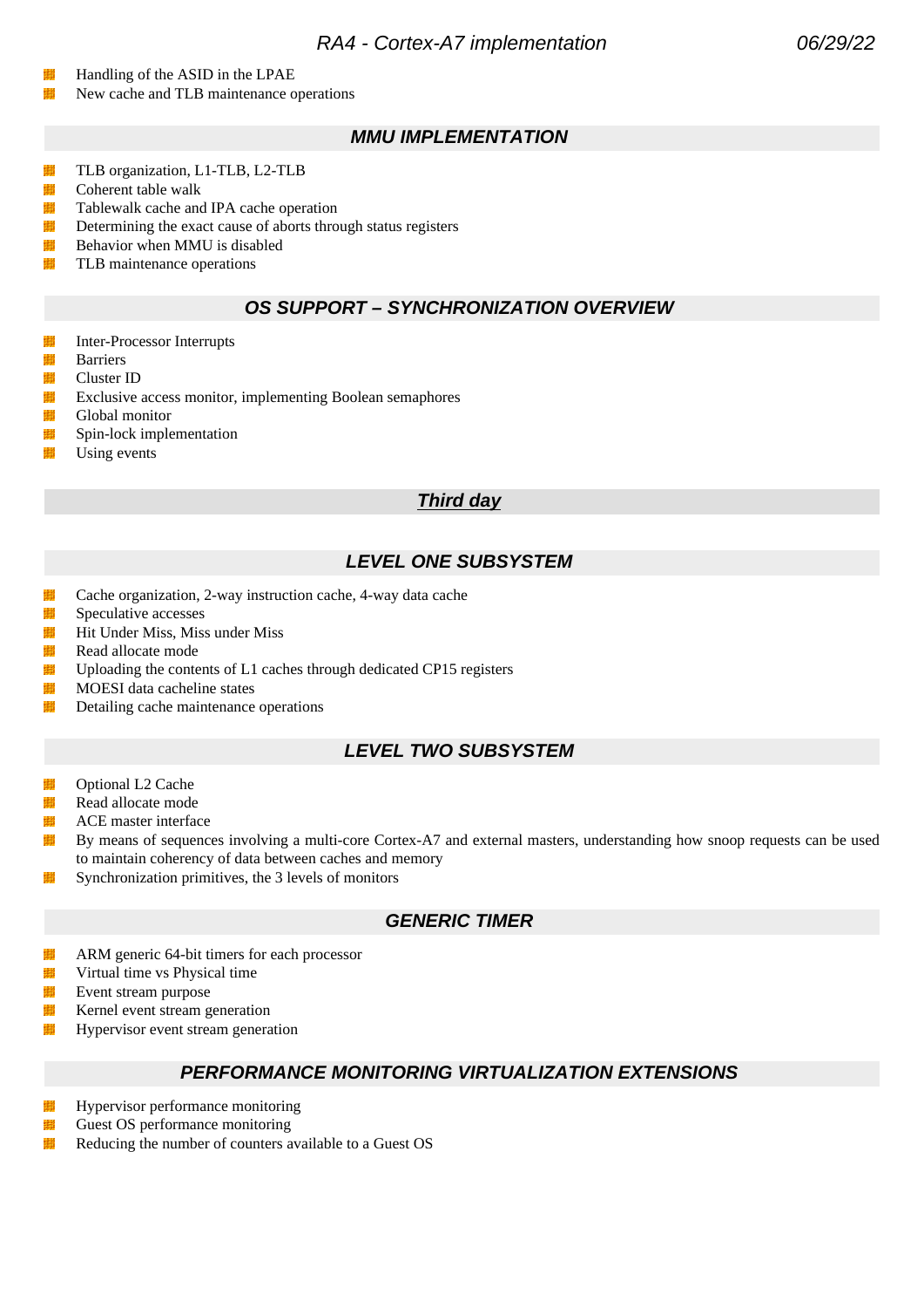- Handling of the ASID in the LPAE
- New cache and TLB maintenance operations

## *MMU IMPLEMENTATION*

- TLB organization, L1-TLB, L2-TLB
- Coherent table walk
- Tablewalk cache and IPA cache operation
- Determining the exact cause of aborts through status registers
- Behavior when MMU is disabled
- TLB maintenance operations

## *OS SUPPORT – SYNCHRONIZATION OVERVIEW*

- Inter-Processor Interrupts
- Barriers
- Cluster ID
- Exclusive access monitor, implementing Boolean semaphores
- Global monitor
- Spin-lock implementation
- Using events

# ***Third day***

## *LEVEL ONE SUBSYSTEM*

- Cache organization, 2-way instruction cache, 4-way data cache
- Speculative accesses
- Hit Under Miss, Miss under Miss
- Read allocate mode
- Uploading the contents of L1 caches through dedicated CP15 registers
- MOESI data cacheline states
- Detailing cache maintenance operations

## *LEVEL TWO SUBSYSTEM*

- Optional L2 Cache
- Read allocate mode
- ACE master interface
- By means of sequences involving a multi-core Cortex-A7 and external masters, understanding how snoop requests can be used to maintain coherency of data between caches and memory
- Synchronization primitives, the 3 levels of monitors

## *GENERIC TIMER*

- ARM generic 64-bit timers for each processor
- Virtual time vs Physical time
- Event stream purpose
- Kernel event stream generation
- Hypervisor event stream generation

## *PERFORMANCE MONITORING VIRTUALIZATION EXTENSIONS*

- Hypervisor performance monitoring
- Guest OS performance monitoring
- Reducing the number of counters available to a Guest OS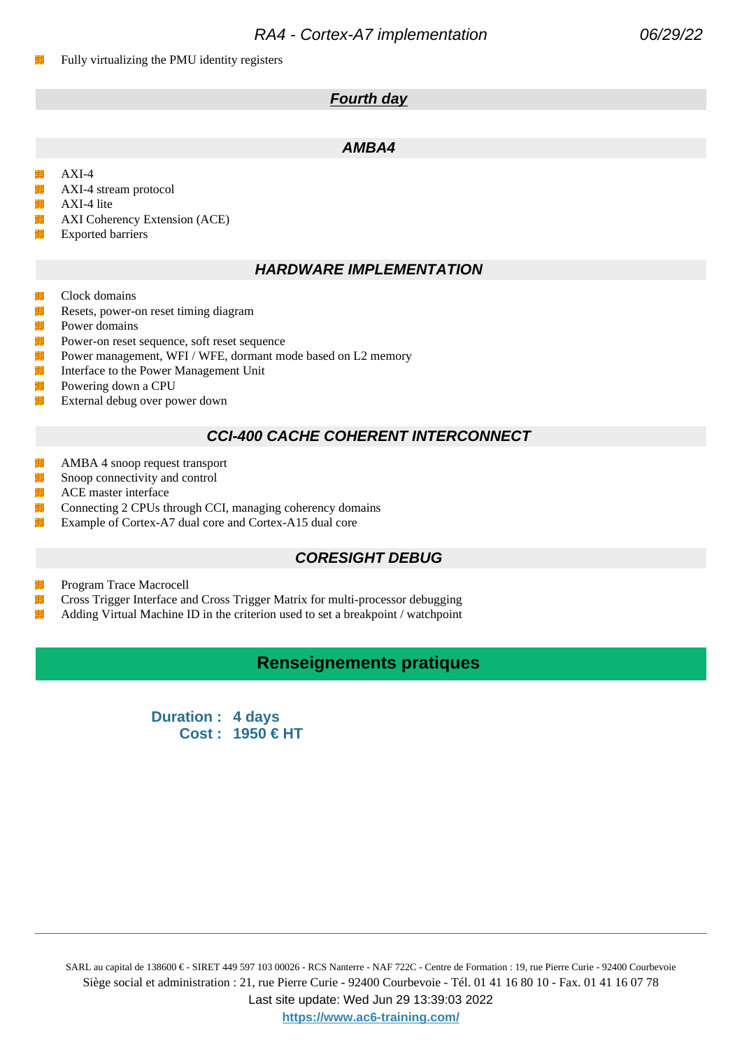- Fully virtualizing the PMU identity registers

## *Fourth day*

### *AMBA4*

- AXI-4
- AXI-4 stream protocol
- AXI-4 lite
- AXI Coherency Extension (ACE)
- Exported barriers

### *HARDWARE IMPLEMENTATION*

- Clock domains
- Resets, power-on reset timing diagram
- Power domains
- Power-on reset sequence, soft reset sequence
- Power management, WFI / WFE, dormant mode based on L2 memory
- Interface to the Power Management Unit
- Powering down a CPU
- External debug over power down

### *CCI-400 CACHE COHERENT INTERCONNECT*

- AMBA 4 snoop request transport
- Snoop connectivity and control
- ACE master interface
- Connecting 2 CPUs through CCI, managing coherency domains
- Example of Cortex-A7 dual core and Cortex-A15 dual core

### *CORESIGHT DEBUG*

- Program Trace Macrocell
- Cross Trigger Interface and Cross Trigger Matrix for multi-processor debugging
- Adding Virtual Machine ID in the criterion used to set a breakpoint / watchpoint

## Renseignements pratiques

**Duration : 4 days**
**Cost : 1950 € HT**

SARL au capital de 138600 € - SIRET 449 597 103 00026 - RCS Nanterre - NAF 722C - Centre de Formation : 19, rue Pierre Curie - 92400 Courbevoie
Siège social et administration : 21, rue Pierre Curie - 92400 Courbevoie - Tél. 01 41 16 80 10 - Fax. 01 41 16 07 78
Last site update: Wed Jun 29 13:39:03 2022
https://www.ac6-training.com/